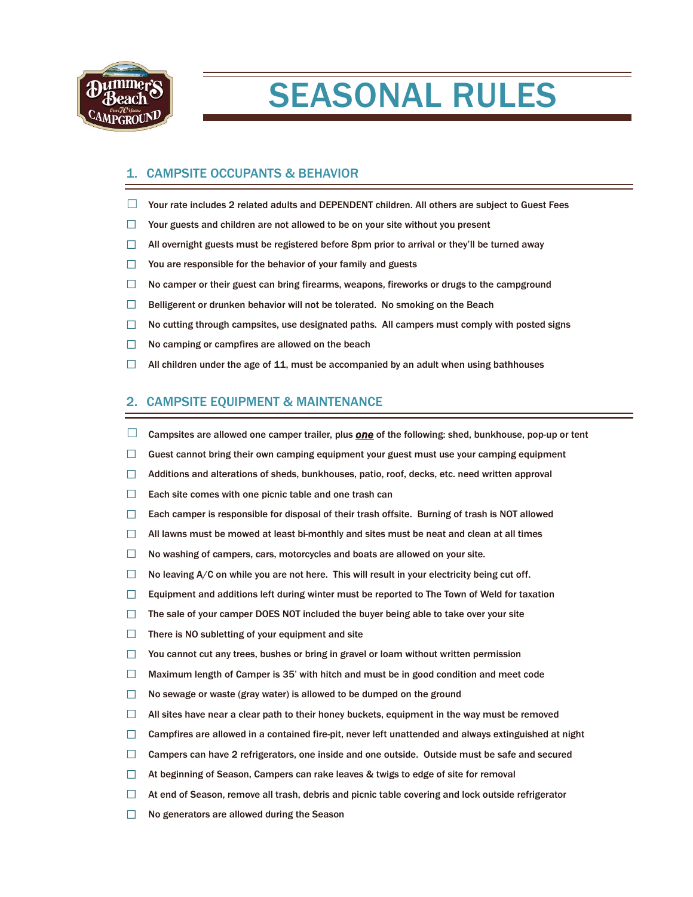# SEASONAL RULES

## 1. CAMPSITE OCCUPANTS & BEHAVIOR

- ☐ Your rate includes 2 related adults and DEPENDENT children. All others are subject to Guest Fees
- ☐ Your guests and children are not allowed to be on your site without you present
- ☐ All overnight guests must be registered before 8pm prior to arrival or they'll be turned away
- ☐ You are responsible for the behavior of your family and guests
- ☐ No camper or their guest can bring firearms, weapons, fireworks or drugs to the campground
- ☐ Belligerent or drunken behavior will not be tolerated. No smoking on the Beach
- ☐ No cutting through campsites, use designated paths. All campers must comply with posted signs
- ☐ No camping or campfires are allowed on the beach
- ☐ All children under the age of 11, must be accompanied by an adult when using bathhouses

## 2. CAMPSITE EQUIPMENT & MAINTENANCE

- ☐ Campsites are allowed one camper trailer, plus ***one*** of the following: shed, bunkhouse, pop-up or tent
- ☐ Guest cannot bring their own camping equipment your guest must use your camping equipment
- ☐ Additions and alterations of sheds, bunkhouses, patio, roof, decks, etc. need written approval
- ☐ Each site comes with one picnic table and one trash can
- ☐ Each camper is responsible for disposal of their trash offsite. Burning of trash is NOT allowed
- ☐ All lawns must be mowed at least bi-monthly and sites must be neat and clean at all times
- ☐ No washing of campers, cars, motorcycles and boats are allowed on your site.
- ☐ No leaving A/C on while you are not here. This will result in your electricity being cut off.
- ☐ Equipment and additions left during winter must be reported to The Town of Weld for taxation
- ☐ The sale of your camper DOES NOT included the buyer being able to take over your site
- ☐ There is NO subletting of your equipment and site
- ☐ You cannot cut any trees, bushes or bring in gravel or loam without written permission
- ☐ Maximum length of Camper is 35' with hitch and must be in good condition and meet code
- ☐ No sewage or waste (gray water) is allowed to be dumped on the ground
- ☐ All sites have near a clear path to their honey buckets, equipment in the way must be removed
- ☐ Campfires are allowed in a contained fire-pit, never left unattended and always extinguished at night
- ☐ Campers can have 2 refrigerators, one inside and one outside. Outside must be safe and secured
- ☐ At beginning of Season, Campers can rake leaves & twigs to edge of site for removal
- ☐ At end of Season, remove all trash, debris and picnic table covering and lock outside refrigerator
- ☐ No generators are allowed during the Season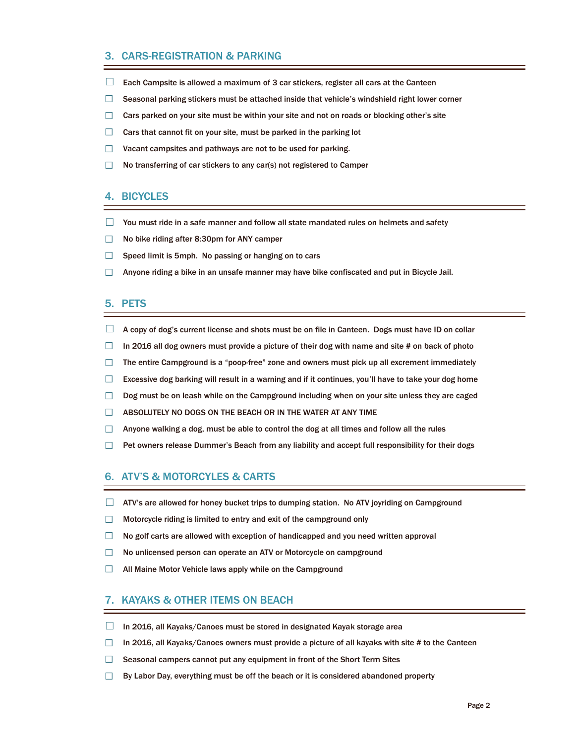## 3. CARS-REGISTRATION & PARKING

- ☐ Each Campsite is allowed a maximum of 3 car stickers, register all cars at the Canteen
- ☐ Seasonal parking stickers must be attached inside that vehicle's windshield right lower corner
- ☐ Cars parked on your site must be within your site and not on roads or blocking other's site
- ☐ Cars that cannot fit on your site, must be parked in the parking lot
- ☐ Vacant campsites and pathways are not to be used for parking.
- ☐ No transferring of car stickers to any car(s) not registered to Camper

## 4. BICYCLES

- ☐ You must ride in a safe manner and follow all state mandated rules on helmets and safety
- ☐ No bike riding after 8:30pm for ANY camper
- ☐ Speed limit is 5mph. No passing or hanging on to cars
- ☐ Anyone riding a bike in an unsafe manner may have bike confiscated and put in Bicycle Jail.

## 5. PETS

- ☐ A copy of dog's current license and shots must be on file in Canteen. Dogs must have ID on collar
- ☐ In 2016 all dog owners must provide a picture of their dog with name and site # on back of photo
- ☐ The entire Campground is a "poop-free" zone and owners must pick up all excrement immediately
- ☐ Excessive dog barking will result in a warning and if it continues, you'll have to take your dog home
- ☐ Dog must be on leash while on the Campground including when on your site unless they are caged
- ☐ ABSOLUTELY NO DOGS ON THE BEACH OR IN THE WATER AT ANY TIME
- ☐ Anyone walking a dog, must be able to control the dog at all times and follow all the rules
- ☐ Pet owners release Dummer's Beach from any liability and accept full responsibility for their dogs

## 6. ATV'S & MOTORCYLES & CARTS

- ☐ ATV's are allowed for honey bucket trips to dumping station. No ATV joyriding on Campground
- ☐ Motorcycle riding is limited to entry and exit of the campground only
- ☐ No golf carts are allowed with exception of handicapped and you need written approval
- ☐ No unlicensed person can operate an ATV or Motorcycle on campground
- ☐ All Maine Motor Vehicle laws apply while on the Campground

## 7. KAYAKS & OTHER ITEMS ON BEACH

- ☐ In 2016, all Kayaks/Canoes must be stored in designated Kayak storage area
- ☐ In 2016, all Kayaks/Canoes owners must provide a picture of all kayaks with site # to the Canteen
- ☐ Seasonal campers cannot put any equipment in front of the Short Term Sites
- ☐ By Labor Day, everything must be off the beach or it is considered abandoned property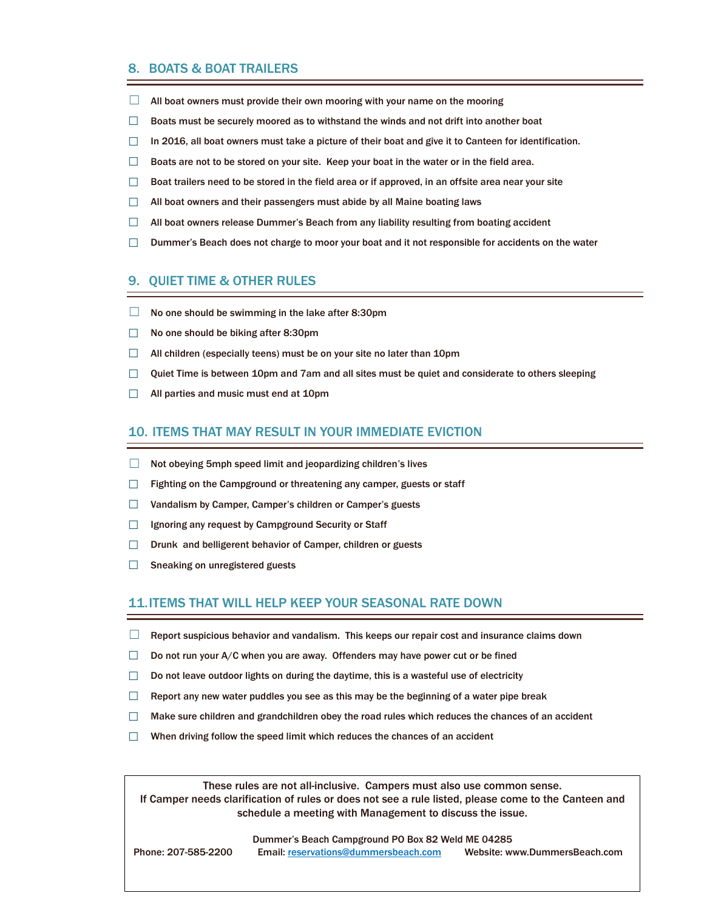## 8. BOATS & BOAT TRAILERS

- ☐ All boat owners must provide their own mooring with your name on the mooring
- ☐ Boats must be securely moored as to withstand the winds and not drift into another boat
- ☐ In 2016, all boat owners must take a picture of their boat and give it to Canteen for identification.
- ☐ Boats are not to be stored on your site. Keep your boat in the water or in the field area.
- ☐ Boat trailers need to be stored in the field area or if approved, in an offsite area near your site
- ☐ All boat owners and their passengers must abide by all Maine boating laws
- ☐ All boat owners release Dummer's Beach from any liability resulting from boating accident
- ☐ Dummer's Beach does not charge to moor your boat and it not responsible for accidents on the water

## 9. QUIET TIME & OTHER RULES

- ☐ No one should be swimming in the lake after 8:30pm
- ☐ No one should be biking after 8:30pm
- ☐ All children (especially teens) must be on your site no later than 10pm
- ☐ Quiet Time is between 10pm and 7am and all sites must be quiet and considerate to others sleeping
- ☐ All parties and music must end at 10pm

## 10. ITEMS THAT MAY RESULT IN YOUR IMMEDIATE EVICTION

- ☐ Not obeying 5mph speed limit and jeopardizing children's lives
- ☐ Fighting on the Campground or threatening any camper, guests or staff
- ☐ Vandalism by Camper, Camper's children or Camper's guests
- ☐ Ignoring any request by Campground Security or Staff
- ☐ Drunk and belligerent behavior of Camper, children or guests
- ☐ Sneaking on unregistered guests

## 11. ITEMS THAT WILL HELP KEEP YOUR SEASONAL RATE DOWN

- ☐ Report suspicious behavior and vandalism. This keeps our repair cost and insurance claims down
- ☐ Do not run your A/C when you are away. Offenders may have power cut or be fined
- ☐ Do not leave outdoor lights on during the daytime, this is a wasteful use of electricity
- ☐ Report any new water puddles you see as this may be the beginning of a water pipe break
- ☐ Make sure children and grandchildren obey the road rules which reduces the chances of an accident
- ☐ When driving follow the speed limit which reduces the chances of an accident

These rules are not all-inclusive. Campers must also use common sense.
If Camper needs clarification of rules or does not see a rule listed, please come to the Canteen and schedule a meeting with Management to discuss the issue.

Dummer's Beach Campground PO Box 82 Weld ME 04285

Phone: 207-585-2200 Email: reservations@dummersbeach.com Website: www.DummersBeach.com